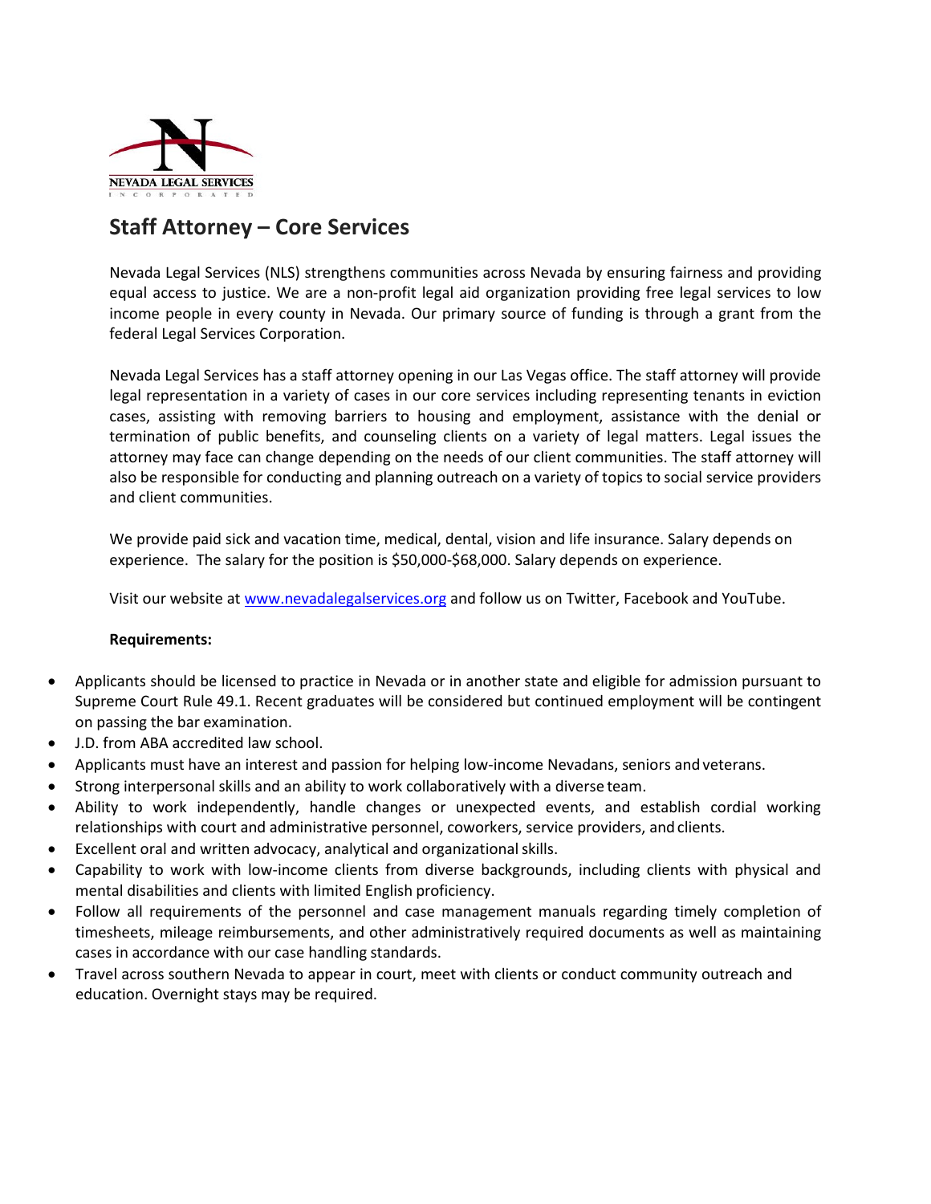NEVADA LEGAL SERVICES
INCORPORATED

## Staff Attorney – Core Services

Nevada Legal Services (NLS) strengthens communities across Nevada by ensuring fairness and providing equal access to justice. We are a non-profit legal aid organization providing free legal services to low income people in every county in Nevada. Our primary source of funding is through a grant from the federal Legal Services Corporation.

Nevada Legal Services has a staff attorney opening in our Las Vegas office. The staff attorney will provide legal representation in a variety of cases in our core services including representing tenants in eviction cases, assisting with removing barriers to housing and employment, assistance with the denial or termination of public benefits, and counseling clients on a variety of legal matters. Legal issues the attorney may face can change depending on the needs of our client communities. The staff attorney will also be responsible for conducting and planning outreach on a variety of topics to social service providers and client communities.

We provide paid sick and vacation time, medical, dental, vision and life insurance. Salary depends on experience. The salary for the position is $50,000-$68,000. Salary depends on experience.

Visit our website at [www.nevadalegalservices.org](http://www.nevadalegalservices.org) and follow us on Twitter, Facebook and YouTube.

**Requirements:**

- Applicants should be licensed to practice in Nevada or in another state and eligible for admission pursuant to Supreme Court Rule 49.1. Recent graduates will be considered but continued employment will be contingent on passing the bar examination.
- J.D. from ABA accredited law school.
- Applicants must have an interest and passion for helping low-income Nevadans, seniors and veterans.
- Strong interpersonal skills and an ability to work collaboratively with a diverse team.
- Ability to work independently, handle changes or unexpected events, and establish cordial working relationships with court and administrative personnel, coworkers, service providers, and clients.
- Excellent oral and written advocacy, analytical and organizational skills.
- Capability to work with low-income clients from diverse backgrounds, including clients with physical and mental disabilities and clients with limited English proficiency.
- Follow all requirements of the personnel and case management manuals regarding timely completion of timesheets, mileage reimbursements, and other administratively required documents as well as maintaining cases in accordance with our case handling standards.
- Travel across southern Nevada to appear in court, meet with clients or conduct community outreach and education. Overnight stays may be required.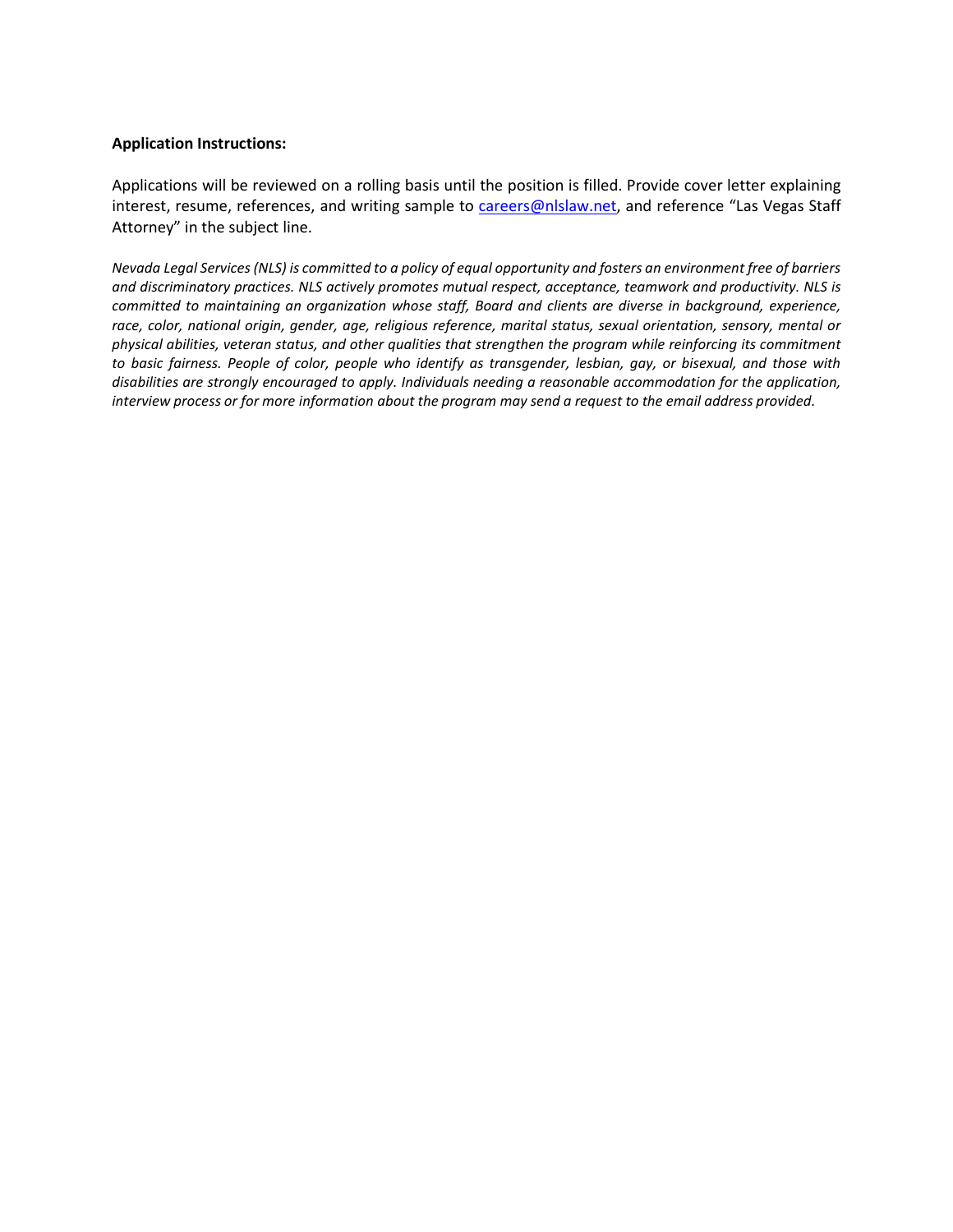**Application Instructions:**

Applications will be reviewed on a rolling basis until the position is filled. Provide cover letter explaining interest, resume, references, and writing sample to careers@nlslaw.net, and reference "Las Vegas Staff Attorney" in the subject line.

*Nevada Legal Services (NLS) is committed to a policy of equal opportunity and fosters an environment free of barriers and discriminatory practices. NLS actively promotes mutual respect, acceptance, teamwork and productivity. NLS is committed to maintaining an organization whose staff, Board and clients are diverse in background, experience, race, color, national origin, gender, age, religious reference, marital status, sexual orientation, sensory, mental or physical abilities, veteran status, and other qualities that strengthen the program while reinforcing its commitment to basic fairness. People of color, people who identify as transgender, lesbian, gay, or bisexual, and those with disabilities are strongly encouraged to apply. Individuals needing a reasonable accommodation for the application, interview process or for more information about the program may send a request to the email address provided.*